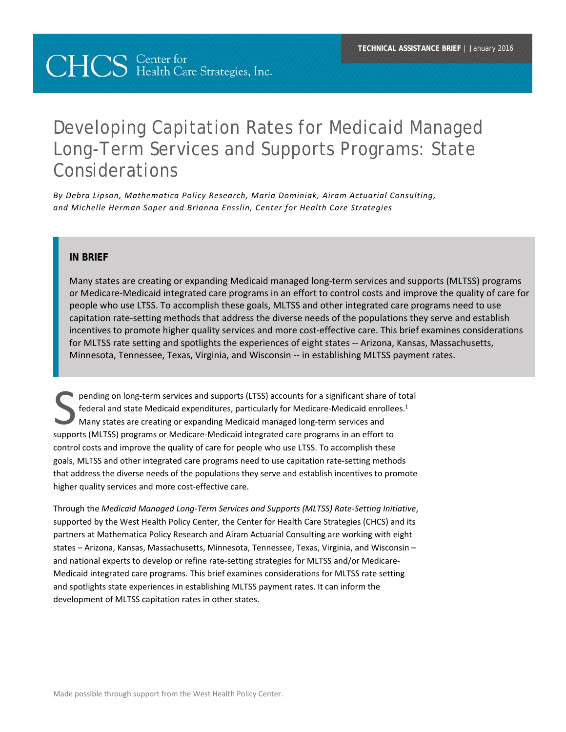CHCS Center for Health Care Strategies, Inc.

**TECHNICAL ASSISTANCE BRIEF** | January 2016

# Developing Capitation Rates for Medicaid Managed Long-Term Services and Supports Programs: State Considerations

*By Debra Lipson, Mathematica Policy Research, Maria Dominiak, Airam Actuarial Consulting, and Michelle Herman Soper and Brianna Ensslin, Center for Health Care Strategies*

### IN BRIEF

Many states are creating or expanding Medicaid managed long-term services and supports (MLTSS) programs or Medicare-Medicaid integrated care programs in an effort to control costs and improve the quality of care for people who use LTSS. To accomplish these goals, MLTSS and other integrated care programs need to use capitation rate-setting methods that address the diverse needs of the populations they serve and establish incentives to promote higher quality services and more cost-effective care. This brief examines considerations for MLTSS rate setting and spotlights the experiences of eight states -- Arizona, Kansas, Massachusetts, Minnesota, Tennessee, Texas, Virginia, and Wisconsin -- in establishing MLTSS payment rates.

Spending on long-term services and supports (LTSS) accounts for a significant share of total federal and state Medicaid expenditures, particularly for Medicare-Medicaid enrollees.[1] Many states are creating or expanding Medicaid managed long-term services and supports (MLTSS) programs or Medicare-Medicaid integrated care programs in an effort to control costs and improve the quality of care for people who use LTSS. To accomplish these goals, MLTSS and other integrated care programs need to use capitation rate-setting methods that address the diverse needs of the populations they serve and establish incentives to promote higher quality services and more cost-effective care.

Through the *Medicaid Managed Long-Term Services and Supports (MLTSS) Rate-Setting Initiative*, supported by the West Health Policy Center, the Center for Health Care Strategies (CHCS) and its partners at Mathematica Policy Research and Airam Actuarial Consulting are working with eight states – Arizona, Kansas, Massachusetts, Minnesota, Tennessee, Texas, Virginia, and Wisconsin – and national experts to develop or refine rate-setting strategies for MLTSS and/or Medicare-Medicaid integrated care programs. This brief examines considerations for MLTSS rate setting and spotlights state experiences in establishing MLTSS payment rates. It can inform the development of MLTSS capitation rates in other states.

Made possible through support from the West Health Policy Center.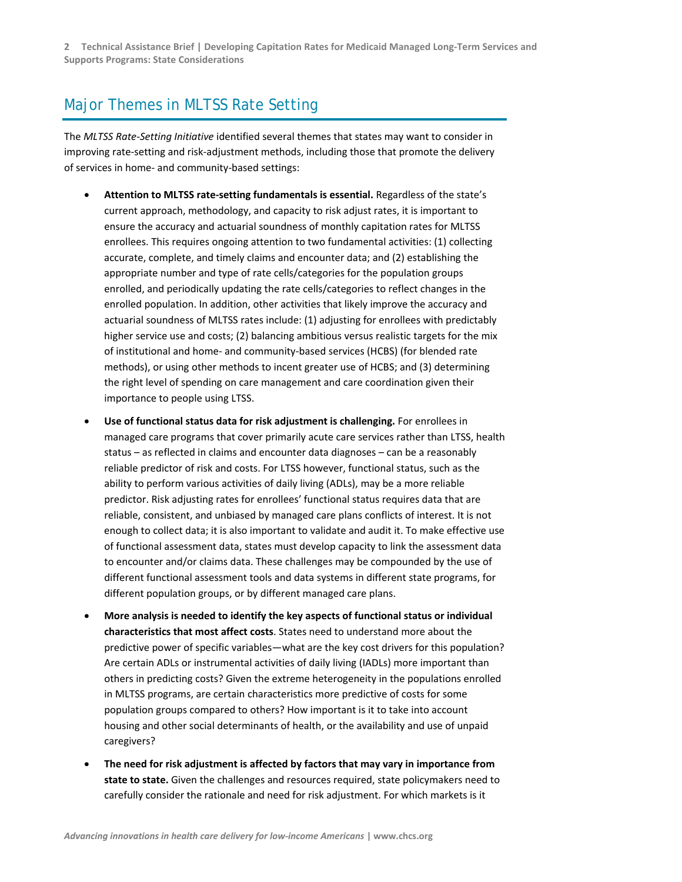## Major Themes in MLTSS Rate Setting

The *MLTSS Rate-Setting Initiative* identified several themes that states may want to consider in improving rate-setting and risk-adjustment methods, including those that promote the delivery of services in home- and community-based settings:

- **Attention to MLTSS rate-setting fundamentals is essential.** Regardless of the state's current approach, methodology, and capacity to risk adjust rates, it is important to ensure the accuracy and actuarial soundness of monthly capitation rates for MLTSS enrollees. This requires ongoing attention to two fundamental activities: (1) collecting accurate, complete, and timely claims and encounter data; and (2) establishing the appropriate number and type of rate cells/categories for the population groups enrolled, and periodically updating the rate cells/categories to reflect changes in the enrolled population. In addition, other activities that likely improve the accuracy and actuarial soundness of MLTSS rates include: (1) adjusting for enrollees with predictably higher service use and costs; (2) balancing ambitious versus realistic targets for the mix of institutional and home- and community-based services (HCBS) (for blended rate methods), or using other methods to incent greater use of HCBS; and (3) determining the right level of spending on care management and care coordination given their importance to people using LTSS.

- **Use of functional status data for risk adjustment is challenging.** For enrollees in managed care programs that cover primarily acute care services rather than LTSS, health status – as reflected in claims and encounter data diagnoses – can be a reasonably reliable predictor of risk and costs. For LTSS however, functional status, such as the ability to perform various activities of daily living (ADLs), may be a more reliable predictor. Risk adjusting rates for enrollees' functional status requires data that are reliable, consistent, and unbiased by managed care plans conflicts of interest. It is not enough to collect data; it is also important to validate and audit it. To make effective use of functional assessment data, states must develop capacity to link the assessment data to encounter and/or claims data. These challenges may be compounded by the use of different functional assessment tools and data systems in different state programs, for different population groups, or by different managed care plans.

- **More analysis is needed to identify the key aspects of functional status or individual characteristics that most affect costs**. States need to understand more about the predictive power of specific variables—what are the key cost drivers for this population? Are certain ADLs or instrumental activities of daily living (IADLs) more important than others in predicting costs? Given the extreme heterogeneity in the populations enrolled in MLTSS programs, are certain characteristics more predictive of costs for some population groups compared to others? How important is it to take into account housing and other social determinants of health, or the availability and use of unpaid caregivers?

- **The need for risk adjustment is affected by factors that may vary in importance from state to state.** Given the challenges and resources required, state policymakers need to carefully consider the rationale and need for risk adjustment. For which markets is it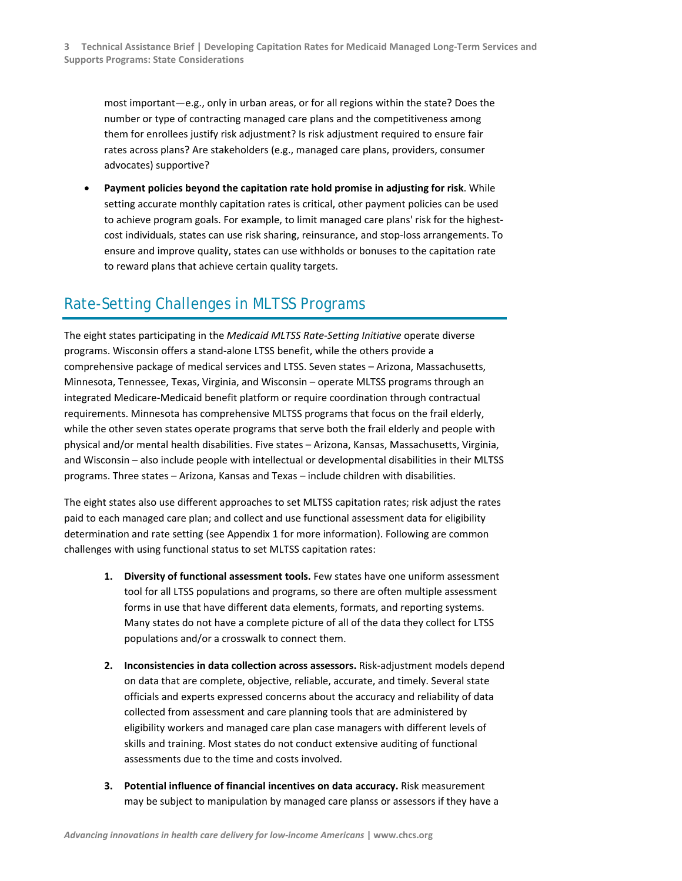most important—e.g., only in urban areas, or for all regions within the state? Does the number or type of contracting managed care plans and the competitiveness among them for enrollees justify risk adjustment? Is risk adjustment required to ensure fair rates across plans? Are stakeholders (e.g., managed care plans, providers, consumer advocates) supportive?

- **Payment policies beyond the capitation rate hold promise in adjusting for risk**. While setting accurate monthly capitation rates is critical, other payment policies can be used to achieve program goals. For example, to limit managed care plans' risk for the highest-cost individuals, states can use risk sharing, reinsurance, and stop-loss arrangements. To ensure and improve quality, states can use withholds or bonuses to the capitation rate to reward plans that achieve certain quality targets.

## Rate-Setting Challenges in MLTSS Programs

The eight states participating in the *Medicaid MLTSS Rate-Setting Initiative* operate diverse programs. Wisconsin offers a stand-alone LTSS benefit, while the others provide a comprehensive package of medical services and LTSS. Seven states – Arizona, Massachusetts, Minnesota, Tennessee, Texas, Virginia, and Wisconsin – operate MLTSS programs through an integrated Medicare-Medicaid benefit platform or require coordination through contractual requirements. Minnesota has comprehensive MLTSS programs that focus on the frail elderly, while the other seven states operate programs that serve both the frail elderly and people with physical and/or mental health disabilities. Five states – Arizona, Kansas, Massachusetts, Virginia, and Wisconsin – also include people with intellectual or developmental disabilities in their MLTSS programs. Three states – Arizona, Kansas and Texas – include children with disabilities.

The eight states also use different approaches to set MLTSS capitation rates; risk adjust the rates paid to each managed care plan; and collect and use functional assessment data for eligibility determination and rate setting (see Appendix 1 for more information). Following are common challenges with using functional status to set MLTSS capitation rates:

1. **Diversity of functional assessment tools.** Few states have one uniform assessment tool for all LTSS populations and programs, so there are often multiple assessment forms in use that have different data elements, formats, and reporting systems. Many states do not have a complete picture of all of the data they collect for LTSS populations and/or a crosswalk to connect them.

2. **Inconsistencies in data collection across assessors.** Risk-adjustment models depend on data that are complete, objective, reliable, accurate, and timely. Several state officials and experts expressed concerns about the accuracy and reliability of data collected from assessment and care planning tools that are administered by eligibility workers and managed care plan case managers with different levels of skills and training. Most states do not conduct extensive auditing of functional assessments due to the time and costs involved.

3. **Potential influence of financial incentives on data accuracy.** Risk measurement may be subject to manipulation by managed care planss or assessors if they have a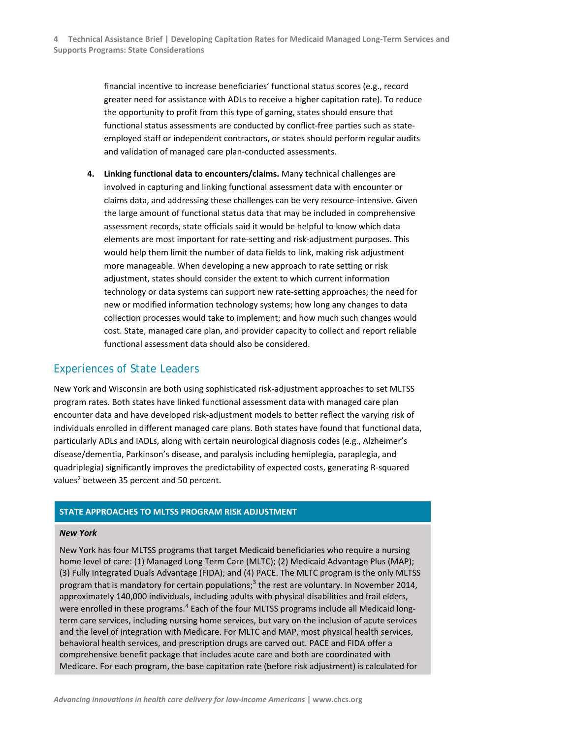financial incentive to increase beneficiaries' functional status scores (e.g., record greater need for assistance with ADLs to receive a higher capitation rate). To reduce the opportunity to profit from this type of gaming, states should ensure that functional status assessments are conducted by conflict-free parties such as state-employed staff or independent contractors, or states should perform regular audits and validation of managed care plan-conducted assessments.

4. **Linking functional data to encounters/claims.** Many technical challenges are involved in capturing and linking functional assessment data with encounter or claims data, and addressing these challenges can be very resource-intensive. Given the large amount of functional status data that may be included in comprehensive assessment records, state officials said it would be helpful to know which data elements are most important for rate-setting and risk-adjustment purposes. This would help them limit the number of data fields to link, making risk adjustment more manageable. When developing a new approach to rate setting or risk adjustment, states should consider the extent to which current information technology or data systems can support new rate-setting approaches; the need for new or modified information technology systems; how long any changes to data collection processes would take to implement; and how much such changes would cost. State, managed care plan, and provider capacity to collect and report reliable functional assessment data should also be considered.

## Experiences of State Leaders

New York and Wisconsin are both using sophisticated risk-adjustment approaches to set MLTSS program rates. Both states have linked functional assessment data with managed care plan encounter data and have developed risk-adjustment models to better reflect the varying risk of individuals enrolled in different managed care plans. Both states have found that functional data, particularly ADLs and IADLs, along with certain neurological diagnosis codes (e.g., Alzheimer's disease/dementia, Parkinson's disease, and paralysis including hemiplegia, paraplegia, and quadriplegia) significantly improves the predictability of expected costs, generating R-squared values[2] between 35 percent and 50 percent.

### STATE APPROACHES TO MLTSS PROGRAM RISK ADJUSTMENT

***New York***

New York has four MLTSS programs that target Medicaid beneficiaries who require a nursing home level of care: (1) Managed Long Term Care (MLTC); (2) Medicaid Advantage Plus (MAP); (3) Fully Integrated Duals Advantage (FIDA); and (4) PACE. The MLTC program is the only MLTSS program that is mandatory for certain populations;[3] the rest are voluntary. In November 2014, approximately 140,000 individuals, including adults with physical disabilities and frail elders, were enrolled in these programs.[4] Each of the four MLTSS programs include all Medicaid long-term care services, including nursing home services, but vary on the inclusion of acute services and the level of integration with Medicare. For MLTC and MAP, most physical health services, behavioral health services, and prescription drugs are carved out. PACE and FIDA offer a comprehensive benefit package that includes acute care and both are coordinated with Medicare. For each program, the base capitation rate (before risk adjustment) is calculated for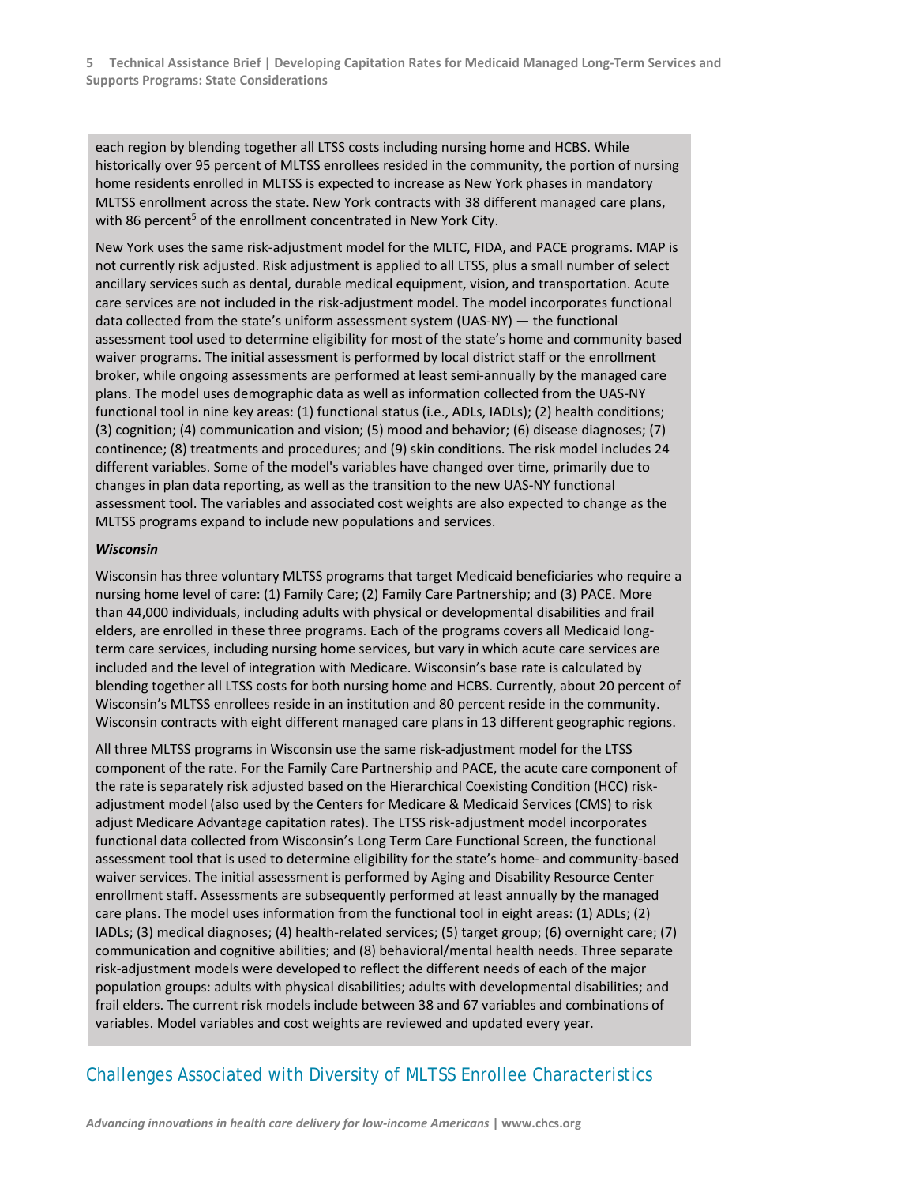each region by blending together all LTSS costs including nursing home and HCBS. While historically over 95 percent of MLTSS enrollees resided in the community, the portion of nursing home residents enrolled in MLTSS is expected to increase as New York phases in mandatory MLTSS enrollment across the state. New York contracts with 38 different managed care plans, with 86 percent[5] of the enrollment concentrated in New York City.

New York uses the same risk-adjustment model for the MLTC, FIDA, and PACE programs. MAP is not currently risk adjusted. Risk adjustment is applied to all LTSS, plus a small number of select ancillary services such as dental, durable medical equipment, vision, and transportation. Acute care services are not included in the risk-adjustment model. The model incorporates functional data collected from the state's uniform assessment system (UAS-NY) — the functional assessment tool used to determine eligibility for most of the state's home and community based waiver programs. The initial assessment is performed by local district staff or the enrollment broker, while ongoing assessments are performed at least semi-annually by the managed care plans. The model uses demographic data as well as information collected from the UAS-NY functional tool in nine key areas: (1) functional status (i.e., ADLs, IADLs); (2) health conditions; (3) cognition; (4) communication and vision; (5) mood and behavior; (6) disease diagnoses; (7) continence; (8) treatments and procedures; and (9) skin conditions. The risk model includes 24 different variables. Some of the model's variables have changed over time, primarily due to changes in plan data reporting, as well as the transition to the new UAS-NY functional assessment tool. The variables and associated cost weights are also expected to change as the MLTSS programs expand to include new populations and services.

***Wisconsin***

Wisconsin has three voluntary MLTSS programs that target Medicaid beneficiaries who require a nursing home level of care: (1) Family Care; (2) Family Care Partnership; and (3) PACE. More than 44,000 individuals, including adults with physical or developmental disabilities and frail elders, are enrolled in these three programs. Each of the programs covers all Medicaid long-term care services, including nursing home services, but vary in which acute care services are included and the level of integration with Medicare. Wisconsin's base rate is calculated by blending together all LTSS costs for both nursing home and HCBS. Currently, about 20 percent of Wisconsin's MLTSS enrollees reside in an institution and 80 percent reside in the community. Wisconsin contracts with eight different managed care plans in 13 different geographic regions.

All three MLTSS programs in Wisconsin use the same risk-adjustment model for the LTSS component of the rate. For the Family Care Partnership and PACE, the acute care component of the rate is separately risk adjusted based on the Hierarchical Coexisting Condition (HCC) risk-adjustment model (also used by the Centers for Medicare & Medicaid Services (CMS) to risk adjust Medicare Advantage capitation rates). The LTSS risk-adjustment model incorporates functional data collected from Wisconsin's Long Term Care Functional Screen, the functional assessment tool that is used to determine eligibility for the state's home- and community-based waiver services. The initial assessment is performed by Aging and Disability Resource Center enrollment staff. Assessments are subsequently performed at least annually by the managed care plans. The model uses information from the functional tool in eight areas: (1) ADLs; (2) IADLs; (3) medical diagnoses; (4) health-related services; (5) target group; (6) overnight care; (7) communication and cognitive abilities; and (8) behavioral/mental health needs. Three separate risk-adjustment models were developed to reflect the different needs of each of the major population groups: adults with physical disabilities; adults with developmental disabilities; and frail elders. The current risk models include between 38 and 67 variables and combinations of variables. Model variables and cost weights are reviewed and updated every year.

## Challenges Associated with Diversity of MLTSS Enrollee Characteristics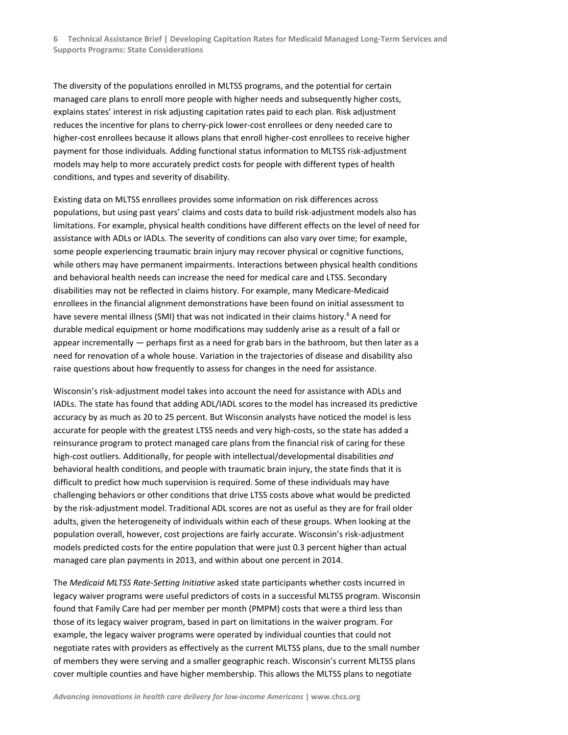The diversity of the populations enrolled in MLTSS programs, and the potential for certain managed care plans to enroll more people with higher needs and subsequently higher costs, explains states' interest in risk adjusting capitation rates paid to each plan. Risk adjustment reduces the incentive for plans to cherry-pick lower-cost enrollees or deny needed care to higher-cost enrollees because it allows plans that enroll higher-cost enrollees to receive higher payment for those individuals. Adding functional status information to MLTSS risk-adjustment models may help to more accurately predict costs for people with different types of health conditions, and types and severity of disability.

Existing data on MLTSS enrollees provides some information on risk differences across populations, but using past years' claims and costs data to build risk-adjustment models also has limitations. For example, physical health conditions have different effects on the level of need for assistance with ADLs or IADLs. The severity of conditions can also vary over time; for example, some people experiencing traumatic brain injury may recover physical or cognitive functions, while others may have permanent impairments. Interactions between physical health conditions and behavioral health needs can increase the need for medical care and LTSS. Secondary disabilities may not be reflected in claims history. For example, many Medicare-Medicaid enrollees in the financial alignment demonstrations have been found on initial assessment to have severe mental illness (SMI) that was not indicated in their claims history.[6] A need for durable medical equipment or home modifications may suddenly arise as a result of a fall or appear incrementally — perhaps first as a need for grab bars in the bathroom, but then later as a need for renovation of a whole house. Variation in the trajectories of disease and disability also raise questions about how frequently to assess for changes in the need for assistance.

Wisconsin's risk-adjustment model takes into account the need for assistance with ADLs and IADLs. The state has found that adding ADL/IADL scores to the model has increased its predictive accuracy by as much as 20 to 25 percent. But Wisconsin analysts have noticed the model is less accurate for people with the greatest LTSS needs and very high-costs, so the state has added a reinsurance program to protect managed care plans from the financial risk of caring for these high-cost outliers. Additionally, for people with intellectual/developmental disabilities *and* behavioral health conditions, and people with traumatic brain injury, the state finds that it is difficult to predict how much supervision is required. Some of these individuals may have challenging behaviors or other conditions that drive LTSS costs above what would be predicted by the risk-adjustment model. Traditional ADL scores are not as useful as they are for frail older adults, given the heterogeneity of individuals within each of these groups. When looking at the population overall, however, cost projections are fairly accurate. Wisconsin's risk-adjustment models predicted costs for the entire population that were just 0.3 percent higher than actual managed care plan payments in 2013, and within about one percent in 2014.

The *Medicaid MLTSS Rate-Setting Initiative* asked state participants whether costs incurred in legacy waiver programs were useful predictors of costs in a successful MLTSS program. Wisconsin found that Family Care had per member per month (PMPM) costs that were a third less than those of its legacy waiver program, based in part on limitations in the waiver program. For example, the legacy waiver programs were operated by individual counties that could not negotiate rates with providers as effectively as the current MLTSS plans, due to the small number of members they were serving and a smaller geographic reach. Wisconsin's current MLTSS plans cover multiple counties and have higher membership. This allows the MLTSS plans to negotiate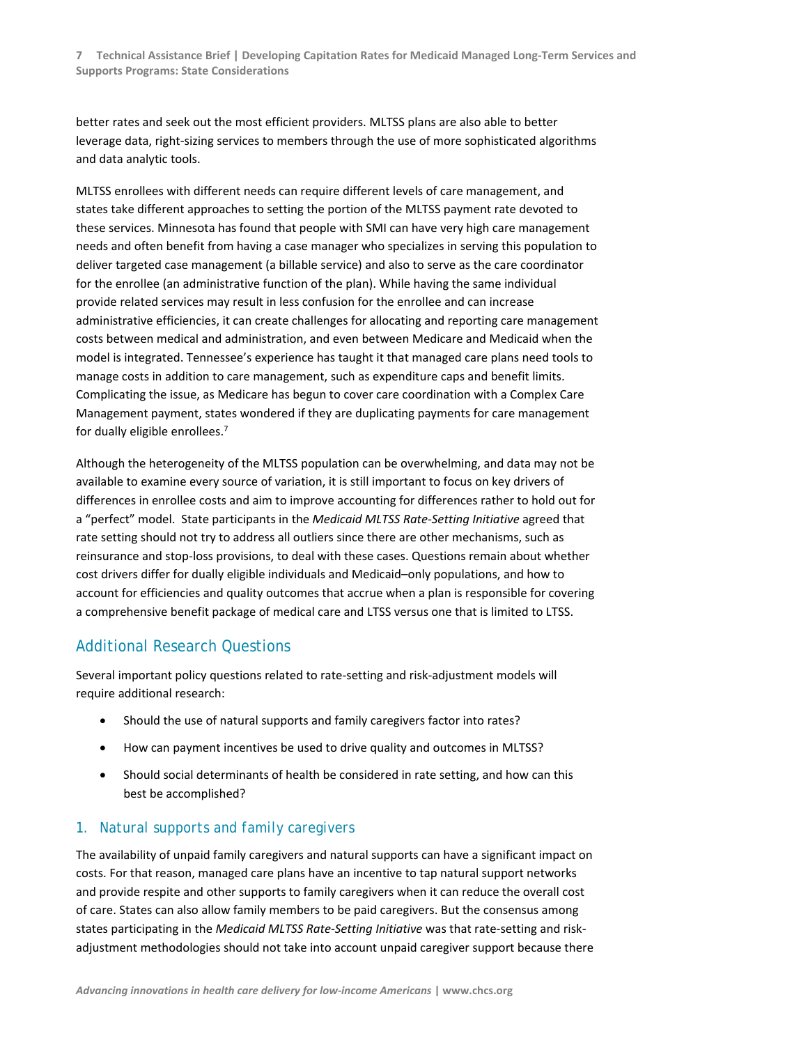better rates and seek out the most efficient providers. MLTSS plans are also able to better leverage data, right-sizing services to members through the use of more sophisticated algorithms and data analytic tools.

MLTSS enrollees with different needs can require different levels of care management, and states take different approaches to setting the portion of the MLTSS payment rate devoted to these services. Minnesota has found that people with SMI can have very high care management needs and often benefit from having a case manager who specializes in serving this population to deliver targeted case management (a billable service) and also to serve as the care coordinator for the enrollee (an administrative function of the plan). While having the same individual provide related services may result in less confusion for the enrollee and can increase administrative efficiencies, it can create challenges for allocating and reporting care management costs between medical and administration, and even between Medicare and Medicaid when the model is integrated. Tennessee's experience has taught it that managed care plans need tools to manage costs in addition to care management, such as expenditure caps and benefit limits. Complicating the issue, as Medicare has begun to cover care coordination with a Complex Care Management payment, states wondered if they are duplicating payments for care management for dually eligible enrollees.[7]

Although the heterogeneity of the MLTSS population can be overwhelming, and data may not be available to examine every source of variation, it is still important to focus on key drivers of differences in enrollee costs and aim to improve accounting for differences rather to hold out for a "perfect" model. State participants in the *Medicaid MLTSS Rate-Setting Initiative* agreed that rate setting should not try to address all outliers since there are other mechanisms, such as reinsurance and stop-loss provisions, to deal with these cases. Questions remain about whether cost drivers differ for dually eligible individuals and Medicaid–only populations, and how to account for efficiencies and quality outcomes that accrue when a plan is responsible for covering a comprehensive benefit package of medical care and LTSS versus one that is limited to LTSS.

## Additional Research Questions

Several important policy questions related to rate-setting and risk-adjustment models will require additional research:

- Should the use of natural supports and family caregivers factor into rates?
- How can payment incentives be used to drive quality and outcomes in MLTSS?
- Should social determinants of health be considered in rate setting, and how can this best be accomplished?

### 1. *Natural supports and family caregivers*

The availability of unpaid family caregivers and natural supports can have a significant impact on costs. For that reason, managed care plans have an incentive to tap natural support networks and provide respite and other supports to family caregivers when it can reduce the overall cost of care. States can also allow family members to be paid caregivers. But the consensus among states participating in the *Medicaid MLTSS Rate-Setting Initiative* was that rate-setting and risk-adjustment methodologies should not take into account unpaid caregiver support because there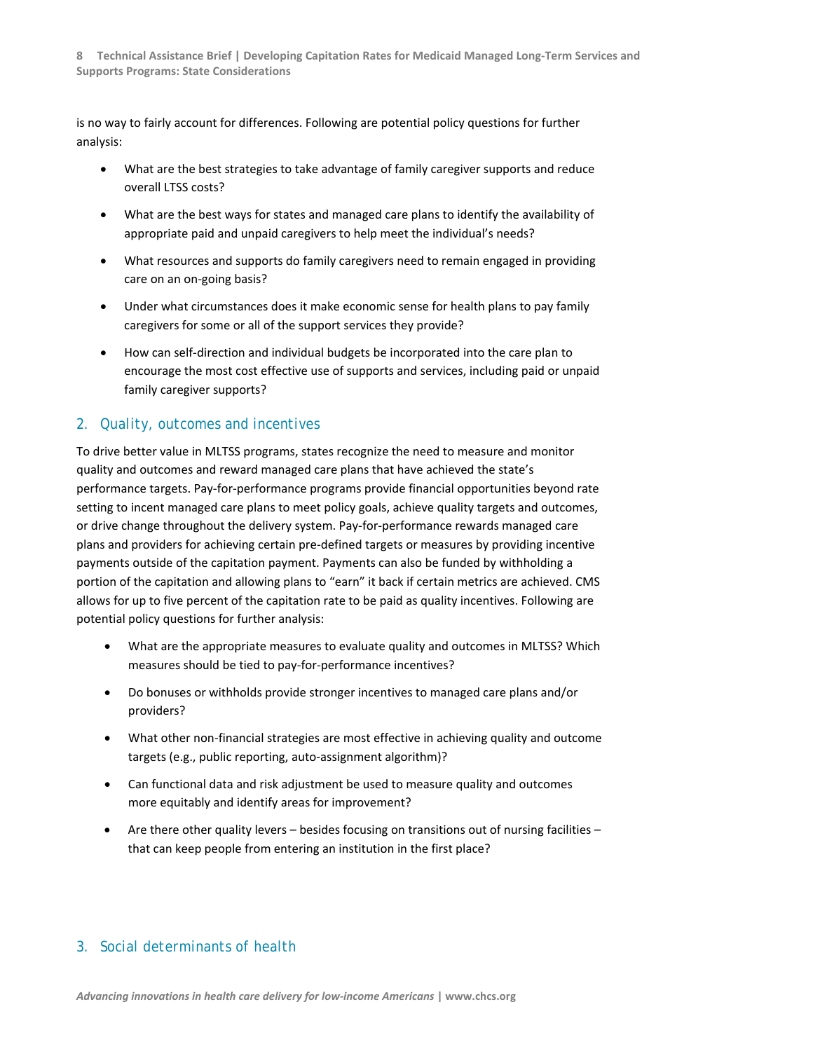is no way to fairly account for differences. Following are potential policy questions for further analysis:

- What are the best strategies to take advantage of family caregiver supports and reduce overall LTSS costs?
- What are the best ways for states and managed care plans to identify the availability of appropriate paid and unpaid caregivers to help meet the individual's needs?
- What resources and supports do family caregivers need to remain engaged in providing care on an on-going basis?
- Under what circumstances does it make economic sense for health plans to pay family caregivers for some or all of the support services they provide?
- How can self-direction and individual budgets be incorporated into the care plan to encourage the most cost effective use of supports and services, including paid or unpaid family caregiver supports?

## 2. Quality, outcomes and incentives

To drive better value in MLTSS programs, states recognize the need to measure and monitor quality and outcomes and reward managed care plans that have achieved the state's performance targets. Pay-for-performance programs provide financial opportunities beyond rate setting to incent managed care plans to meet policy goals, achieve quality targets and outcomes, or drive change throughout the delivery system. Pay-for-performance rewards managed care plans and providers for achieving certain pre-defined targets or measures by providing incentive payments outside of the capitation payment. Payments can also be funded by withholding a portion of the capitation and allowing plans to "earn" it back if certain metrics are achieved. CMS allows for up to five percent of the capitation rate to be paid as quality incentives. Following are potential policy questions for further analysis:

- What are the appropriate measures to evaluate quality and outcomes in MLTSS? Which measures should be tied to pay-for-performance incentives?
- Do bonuses or withholds provide stronger incentives to managed care plans and/or providers?
- What other non-financial strategies are most effective in achieving quality and outcome targets (e.g., public reporting, auto-assignment algorithm)?
- Can functional data and risk adjustment be used to measure quality and outcomes more equitably and identify areas for improvement?
- Are there other quality levers – besides focusing on transitions out of nursing facilities – that can keep people from entering an institution in the first place?

## 3. Social determinants of health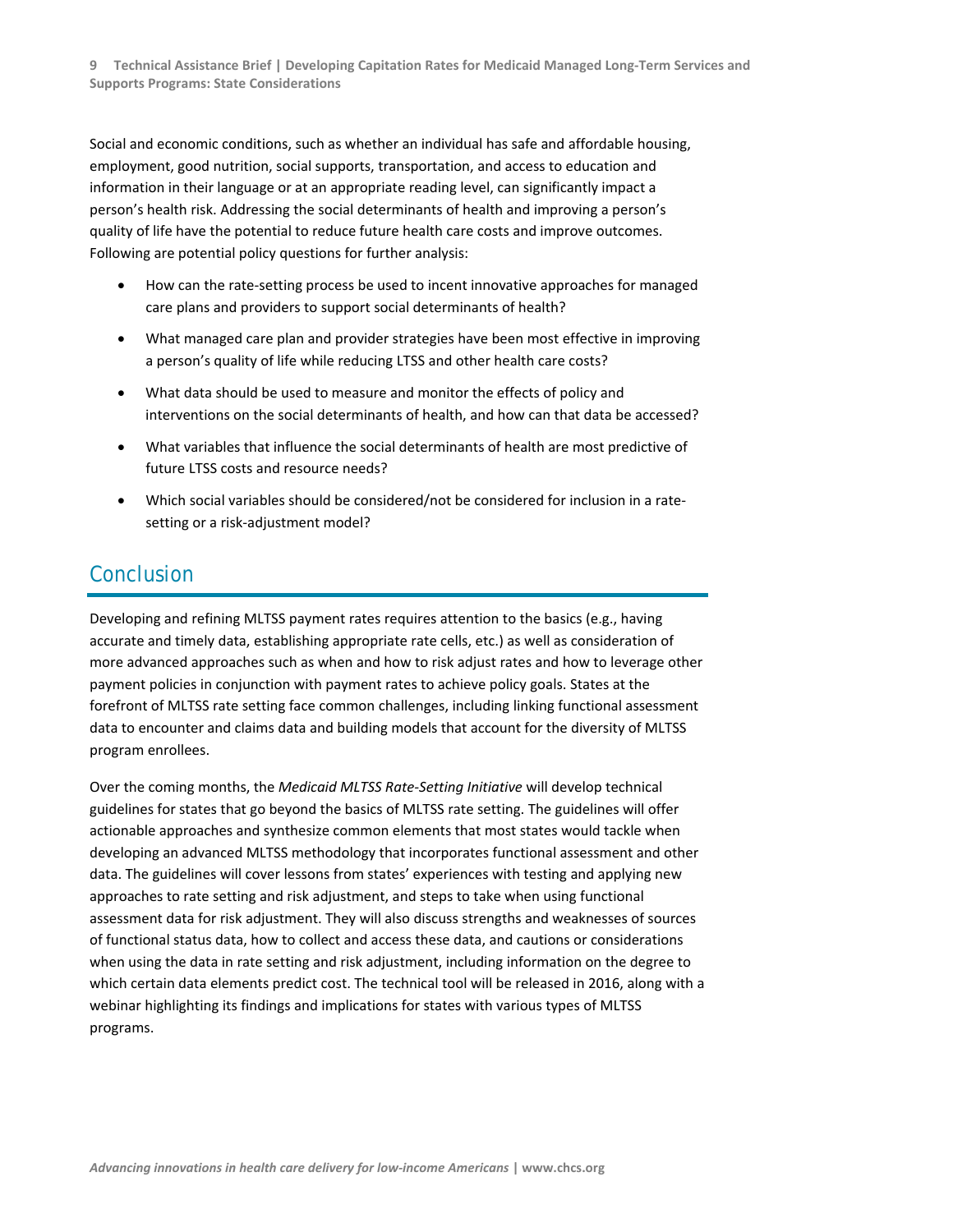Social and economic conditions, such as whether an individual has safe and affordable housing, employment, good nutrition, social supports, transportation, and access to education and information in their language or at an appropriate reading level, can significantly impact a person's health risk. Addressing the social determinants of health and improving a person's quality of life have the potential to reduce future health care costs and improve outcomes. Following are potential policy questions for further analysis:

- How can the rate-setting process be used to incent innovative approaches for managed care plans and providers to support social determinants of health?
- What managed care plan and provider strategies have been most effective in improving a person's quality of life while reducing LTSS and other health care costs?
- What data should be used to measure and monitor the effects of policy and interventions on the social determinants of health, and how can that data be accessed?
- What variables that influence the social determinants of health are most predictive of future LTSS costs and resource needs?
- Which social variables should be considered/not be considered for inclusion in a rate-setting or a risk-adjustment model?

## Conclusion

Developing and refining MLTSS payment rates requires attention to the basics (e.g., having accurate and timely data, establishing appropriate rate cells, etc.) as well as consideration of more advanced approaches such as when and how to risk adjust rates and how to leverage other payment policies in conjunction with payment rates to achieve policy goals. States at the forefront of MLTSS rate setting face common challenges, including linking functional assessment data to encounter and claims data and building models that account for the diversity of MLTSS program enrollees.

Over the coming months, the *Medicaid MLTSS Rate-Setting Initiative* will develop technical guidelines for states that go beyond the basics of MLTSS rate setting. The guidelines will offer actionable approaches and synthesize common elements that most states would tackle when developing an advanced MLTSS methodology that incorporates functional assessment and other data. The guidelines will cover lessons from states' experiences with testing and applying new approaches to rate setting and risk adjustment, and steps to take when using functional assessment data for risk adjustment. They will also discuss strengths and weaknesses of sources of functional status data, how to collect and access these data, and cautions or considerations when using the data in rate setting and risk adjustment, including information on the degree to which certain data elements predict cost. The technical tool will be released in 2016, along with a webinar highlighting its findings and implications for states with various types of MLTSS programs.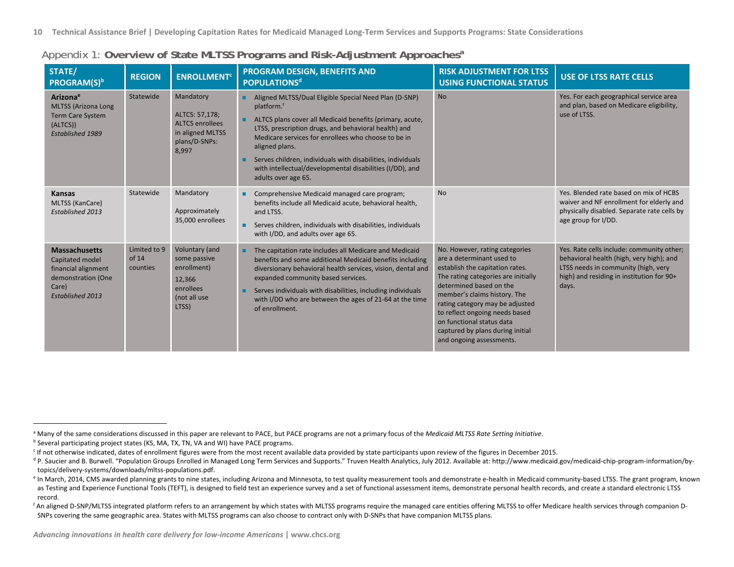## Appendix 1: **Overview of State MLTSS Programs and Risk-Adjustment Approaches**[a]

| STATE/ PROGRAM(S)[b] | REGION | ENROLLMENT[c] | PROGRAM DESIGN, BENEFITS AND POPULATIONS[d] | RISK ADJUSTMENT FOR LTSS USING FUNCTIONAL STATUS | USE OF LTSS RATE CELLS |
|---|---|---|---|---|---|
| **Arizona**[e]<br>MLTSS (Arizona Long Term Care System (ALTCS))<br>*Established 1989* | Statewide | Mandatory<br><br>ALTCS: 57,178; ALTCS enrollees in aligned MLTSS plans/D-SNPs: 8,997 | ■ Aligned MLTSS/Dual Eligible Special Need Plan (D-SNP) platform.[f]<br>■ ALTCS plans cover all Medicaid benefits (primary, acute, LTSS, prescription drugs, and behavioral health) and Medicare services for enrollees who choose to be in aligned plans.<br>■ Serves children, individuals with disabilities, individuals with intellectual/developmental disabilities (I/DD), and adults over age 65. | No | Yes. For each geographical service area and plan, based on Medicare eligibility, use of LTSS. |
| **Kansas**<br>MLTSS (KanCare)<br>*Established 2013* | Statewide | Mandatory<br><br>Approximately 35,000 enrollees | ■ Comprehensive Medicaid managed care program; benefits include all Medicaid acute, behavioral health, and LTSS.<br>■ Serves children, individuals with disabilities, individuals with I/DD, and adults over age 65. | No | Yes. Blended rate based on mix of HCBS waiver and NF enrollment for elderly and physically disabled. Separate rate cells by age group for I/DD. |
| **Massachusetts**<br>Capitated model financial alignment demonstration (One Care)<br>*Established 2013* | Limited to 9 of 14 counties | Voluntary (and some passive enrollment)<br><br>12,366 enrollees (not all use LTSS) | ■ The capitation rate includes all Medicare and Medicaid benefits and some additional Medicaid benefits including diversionary behavioral health services, vision, dental and expanded community based services.<br>■ Serves individuals with disabilities, including individuals with I/DD who are between the ages of 21-64 at the time of enrollment. | No. However, rating categories are a determinant used to establish the capitation rates. The rating categories are initially determined based on the member's claims history. The rating category may be adjusted to reflect ongoing needs based on functional status data captured by plans during initial and ongoing assessments. | Yes. Rate cells include: community other; behavioral health (high, very high); and LTSS needs in community (high, very high) and residing in institution for 90+ days. |

---

[a] Many of the same considerations discussed in this paper are relevant to PACE, but PACE programs are not a primary focus of the *Medicaid MLTSS Rate Setting Initiative*.

[b] Several participating project states (KS, MA, TX, TN, VA and WI) have PACE programs.

[c] If not otherwise indicated, dates of enrollment figures were from the most recent available data provided by state participants upon review of the figures in December 2015.

[d] P. Saucier and B. Burwell. "Population Groups Enrolled in Managed Long Term Services and Supports." Truven Health Analytics, July 2012. Available at: http://www.medicaid.gov/medicaid-chip-program-information/by-topics/delivery-systems/downloads/mltss-populations.pdf.

[e] In March, 2014, CMS awarded planning grants to nine states, including Arizona and Minnesota, to test quality measurement tools and demonstrate e-health in Medicaid community-based LTSS. The grant program, known as Testing and Experience Functional Tools (TEFT), is designed to field test an experience survey and a set of functional assessment items, demonstrate personal health records, and create a standard electronic LTSS record.

[f] An aligned D-SNP/MLTSS integrated platform refers to an arrangement by which states with MLTSS programs require the managed care entities offering MLTSS to offer Medicare health services through companion D-SNPs covering the same geographic area. States with MLTSS programs can also choose to contract only with D-SNPs that have companion MLTSS plans.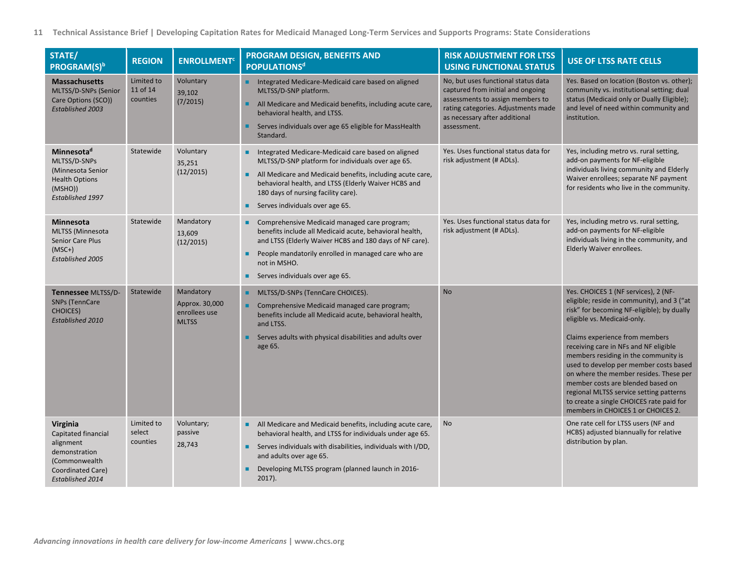| STATE/ PROGRAM(S)[b] | REGION | ENROLLMENT[c] | PROGRAM DESIGN, BENEFITS AND POPULATIONS[d] | RISK ADJUSTMENT FOR LTSS USING FUNCTIONAL STATUS | USE OF LTSS RATE CELLS |
|---|---|---|---|---|---|
| **Massachusetts** MLTSS/D-SNPs (Senior Care Options (SCO)) *Established 2003* | Limited to 11 of 14 counties | Voluntary 39,102 (7/2015) | • Integrated Medicare-Medicaid care based on aligned MLTSS/D-SNP platform.<br>• All Medicare and Medicaid benefits, including acute care, behavioral health, and LTSS.<br>• Serves individuals over age 65 eligible for MassHealth Standard. | No, but uses functional status data captured from initial and ongoing assessments to assign members to rating categories. Adjustments made as necessary after additional assessment. | Yes. Based on location (Boston vs. other); community vs. institutional setting; dual status (Medicaid only or Dually Eligible); and level of need within community and institution. |
| **Minnesota[d]** MLTSS/D-SNPs (Minnesota Senior Health Options (MSHO)) *Established 1997* | Statewide | Voluntary 35,251 (12/2015) | • Integrated Medicare-Medicaid care based on aligned MLTSS/D-SNP platform for individuals over age 65.<br>• All Medicare and Medicaid benefits, including acute care, behavioral health, and LTSS (Elderly Waiver HCBS and 180 days of nursing facility care).<br>• Serves individuals over age 65. | Yes. Uses functional status data for risk adjustment (# ADLs). | Yes, including metro vs. rural setting, add-on payments for NF-eligible individuals living community and Elderly Waiver enrollees; separate NF payment for residents who live in the community. |
| **Minnesota** MLTSS (Minnesota Senior Care Plus (MSC+) *Established 2005* | Statewide | Mandatory 13,609 (12/2015) | • Comprehensive Medicaid managed care program; benefits include all Medicaid acute, behavioral health, and LTSS (Elderly Waiver HCBS and 180 days of NF care).<br>• People mandatorily enrolled in managed care who are not in MSHO.<br>• Serves individuals over age 65. | Yes. Uses functional status data for risk adjustment (# ADLs). | Yes, including metro vs. rural setting, add-on payments for NF-eligible individuals living in the community, and Elderly Waiver enrollees. |
| **Tennessee** MLTSS/D-SNPs (TennCare CHOICES) *Established 2010* | Statewide | Mandatory Approx. 30,000 enrollees use MLTSS | • MLTSS/D-SNPs (TennCare CHOICES).<br>• Comprehensive Medicaid managed care program; benefits include all Medicaid acute, behavioral health, and LTSS.<br>• Serves adults with physical disabilities and adults over age 65. | No | Yes. CHOICES 1 (NF services), 2 (NF-eligible; reside in community), and 3 ("at risk" for becoming NF-eligible); by dually eligible vs. Medicaid-only.<br><br>Claims experience from members receiving care in NFs and NF eligible members residing in the community is used to develop per member costs based on where the member resides. These per member costs are blended based on regional MLTSS service setting patterns to create a single CHOICES rate paid for members in CHOICES 1 or CHOICES 2. |
| **Virginia** Capitated financial alignment demonstration (Commonwealth Coordinated Care) *Established 2014* | Limited to select counties | Voluntary; passive 28,743 | • All Medicare and Medicaid benefits, including acute care, behavioral health, and LTSS for individuals under age 65.<br>• Serves individuals with disabilities, individuals with I/DD, and adults over age 65.<br>• Developing MLTSS program (planned launch in 2016-2017). | No | One rate cell for LTSS users (NF and HCBS) adjusted biannually for relative distribution by plan. |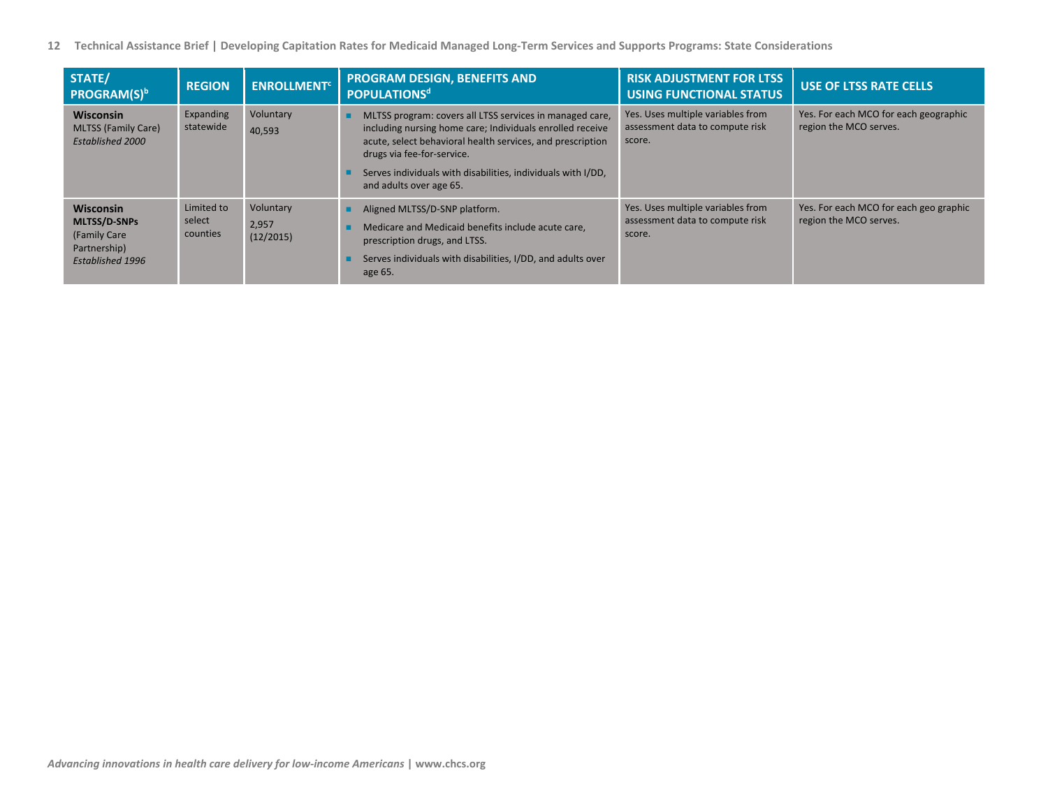| STATE/ PROGRAM(S)[b] | REGION | ENROLLMENT[c] | PROGRAM DESIGN, BENEFITS AND POPULATIONS[d] | RISK ADJUSTMENT FOR LTSS USING FUNCTIONAL STATUS | USE OF LTSS RATE CELLS |
|---|---|---|---|---|---|
| **Wisconsin** MLTSS (Family Care) *Established 2000* | Expanding statewide | Voluntary 40,593 | ■ MLTSS program: covers all LTSS services in managed care, including nursing home care; Individuals enrolled receive acute, select behavioral health services, and prescription drugs via fee-for-service. ■ Serves individuals with disabilities, individuals with I/DD, and adults over age 65. | Yes. Uses multiple variables from assessment data to compute risk score. | Yes. For each MCO for each geographic region the MCO serves. |
| **Wisconsin** **MLTSS/D-SNPs** (Family Care Partnership) *Established 1996* | Limited to select counties | Voluntary 2,957 (12/2015) | ■ Aligned MLTSS/D-SNP platform. ■ Medicare and Medicaid benefits include acute care, prescription drugs, and LTSS. ■ Serves individuals with disabilities, I/DD, and adults over age 65. | Yes. Uses multiple variables from assessment data to compute risk score. | Yes. For each MCO for each geo graphic region the MCO serves. |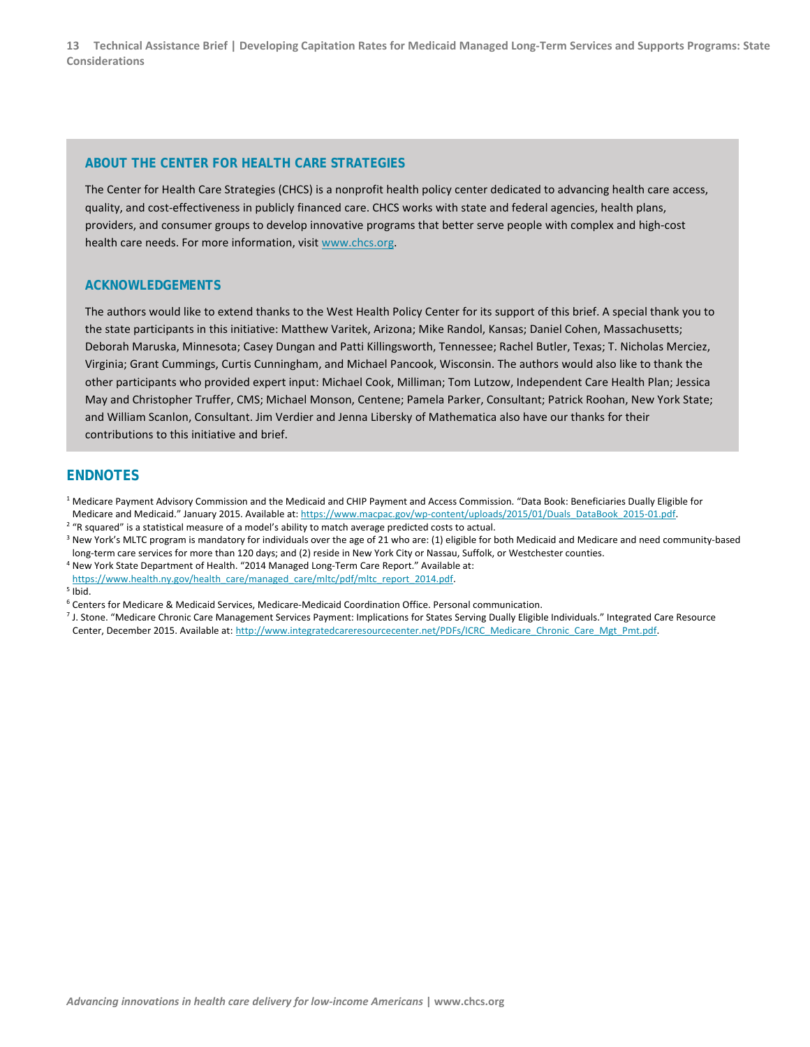## ABOUT THE CENTER FOR HEALTH CARE STRATEGIES

The Center for Health Care Strategies (CHCS) is a nonprofit health policy center dedicated to advancing health care access, quality, and cost-effectiveness in publicly financed care. CHCS works with state and federal agencies, health plans, providers, and consumer groups to develop innovative programs that better serve people with complex and high-cost health care needs. For more information, visit www.chcs.org.

## ACKNOWLEDGEMENTS

The authors would like to extend thanks to the West Health Policy Center for its support of this brief. A special thank you to the state participants in this initiative: Matthew Varitek, Arizona; Mike Randol, Kansas; Daniel Cohen, Massachusetts; Deborah Maruska, Minnesota; Casey Dungan and Patti Killingsworth, Tennessee; Rachel Butler, Texas; T. Nicholas Merciez, Virginia; Grant Cummings, Curtis Cunningham, and Michael Pancook, Wisconsin. The authors would also like to thank the other participants who provided expert input: Michael Cook, Milliman; Tom Lutzow, Independent Care Health Plan; Jessica May and Christopher Truffer, CMS; Michael Monson, Centene; Pamela Parker, Consultant; Patrick Roohan, New York State; and William Scanlon, Consultant. Jim Verdier and Jenna Libersky of Mathematica also have our thanks for their contributions to this initiative and brief.

## ENDNOTES

[1] Medicare Payment Advisory Commission and the Medicaid and CHIP Payment and Access Commission. "Data Book: Beneficiaries Dually Eligible for Medicare and Medicaid." January 2015. Available at: https://www.macpac.gov/wp-content/uploads/2015/01/Duals_DataBook_2015-01.pdf.

[2] "R squared" is a statistical measure of a model's ability to match average predicted costs to actual.

[3] New York's MLTC program is mandatory for individuals over the age of 21 who are: (1) eligible for both Medicaid and Medicare and need community-based long-term care services for more than 120 days; and (2) reside in New York City or Nassau, Suffolk, or Westchester counties.

[4] New York State Department of Health. "2014 Managed Long-Term Care Report." Available at: https://www.health.ny.gov/health_care/managed_care/mltc/pdf/mltc_report_2014.pdf.

[5] Ibid.

[6] Centers for Medicare & Medicaid Services, Medicare-Medicaid Coordination Office. Personal communication.

[7] J. Stone. "Medicare Chronic Care Management Services Payment: Implications for States Serving Dually Eligible Individuals." Integrated Care Resource Center, December 2015. Available at: http://www.integratedcareresourcecenter.net/PDFs/ICRC_Medicare_Chronic_Care_Mgt_Pmt.pdf.